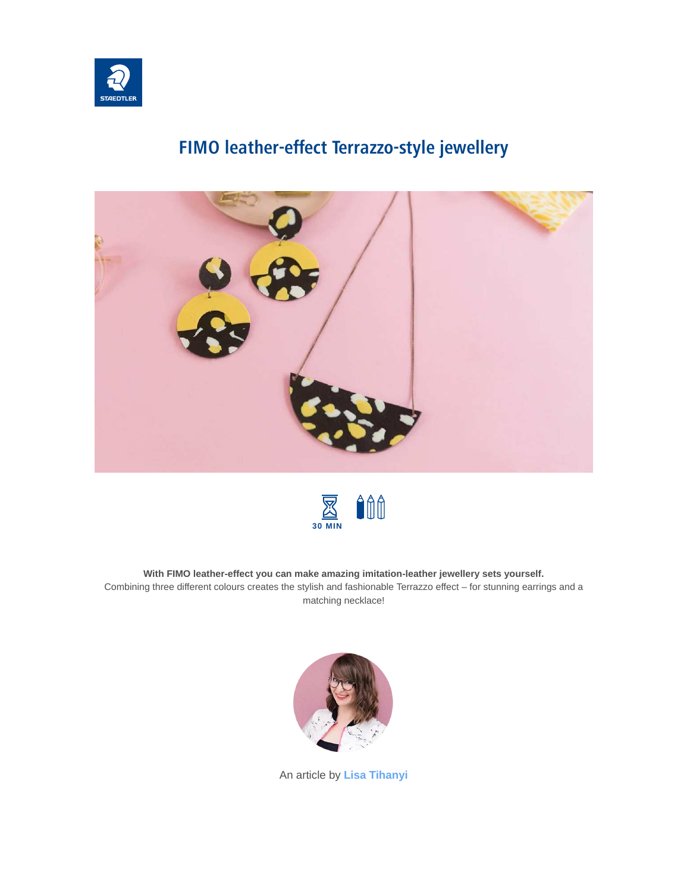# FIMO leather-effect Terrazzo-style jewellery

30 MIN

**With FIMO leather-effect you can make amazing imitation-leather jewellery sets yourself.**
Combining three different colours creates the stylish and fashionable Terrazzo effect – for stunning earrings and a matching necklace!

An article by **Lisa Tihanyi**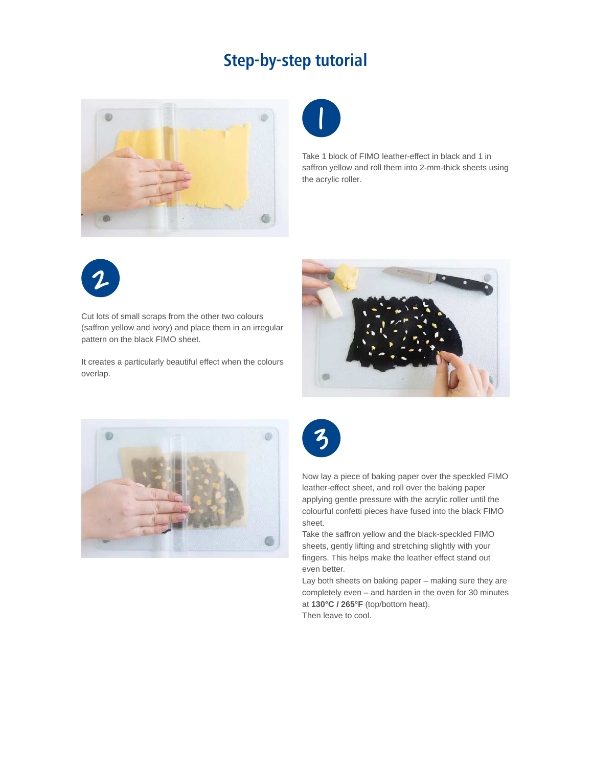## Step-by-step tutorial

**1**

Take 1 block of FIMO leather-effect in black and 1 in saffron yellow and roll them into 2-mm-thick sheets using the acrylic roller.

**2**

Cut lots of small scraps from the other two colours (saffron yellow and ivory) and place them in an irregular pattern on the black FIMO sheet.

It creates a particularly beautiful effect when the colours overlap.

**3**

Now lay a piece of baking paper over the speckled FIMO leather-effect sheet, and roll over the baking paper applying gentle pressure with the acrylic roller until the colourful confetti pieces have fused into the black FIMO sheet.

Take the saffron yellow and the black-speckled FIMO sheets, gently lifting and stretching slightly with your fingers. This helps make the leather effect stand out even better.

Lay both sheets on baking paper – making sure they are completely even – and harden in the oven for 30 minutes at **130°C / 265°F** (top/bottom heat).

Then leave to cool.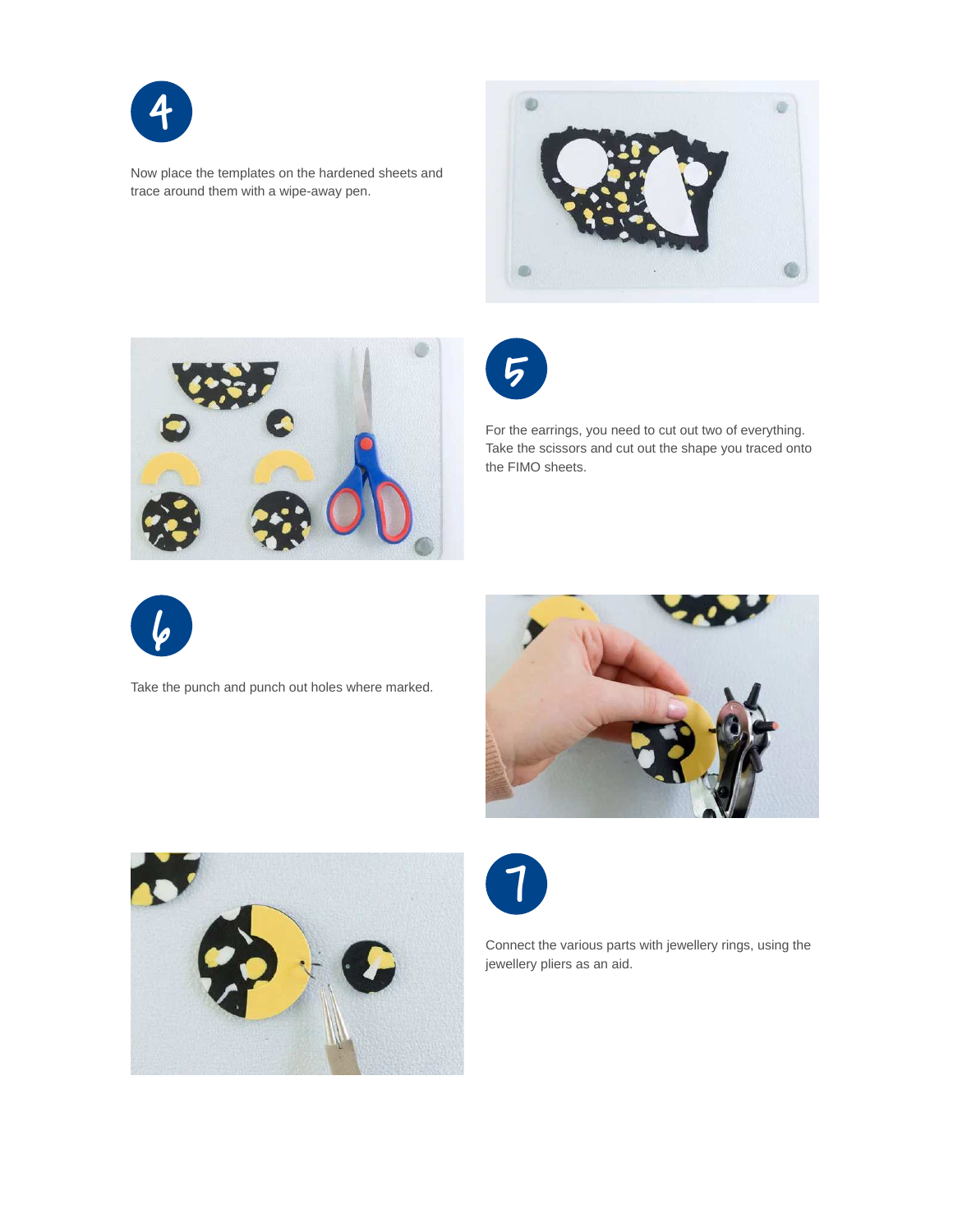4

Now place the templates on the hardened sheets and trace around them with a wipe-away pen.

5

For the earrings, you need to cut out two of everything. Take the scissors and cut out the shape you traced onto the FIMO sheets.

6

Take the punch and punch out holes where marked.

7

Connect the various parts with jewellery rings, using the jewellery pliers as an aid.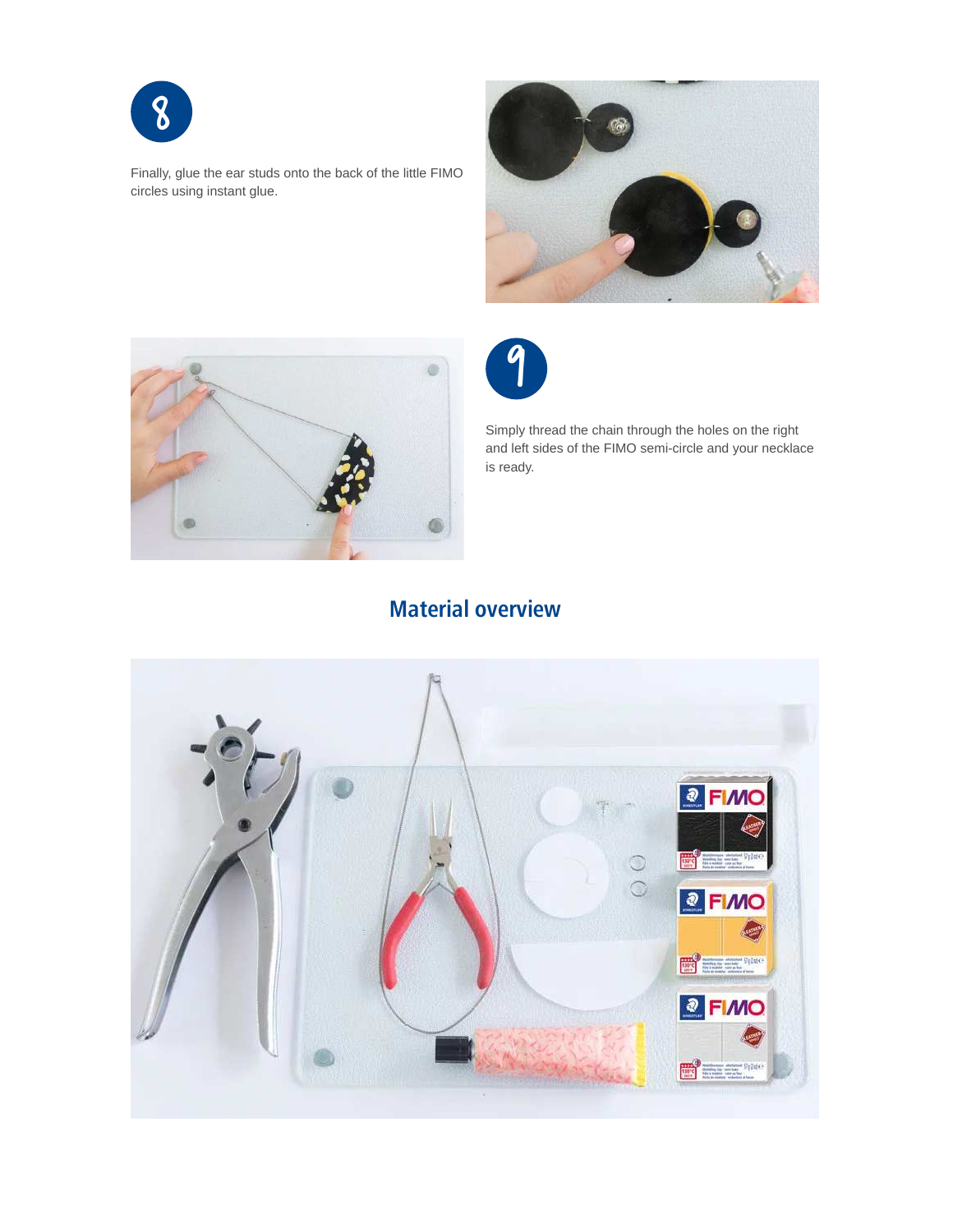8

Finally, glue the ear studs onto the back of the little FIMO circles using instant glue.

9

Simply thread the chain through the holes on the right and left sides of the FIMO semi-circle and your necklace is ready.

## Material overview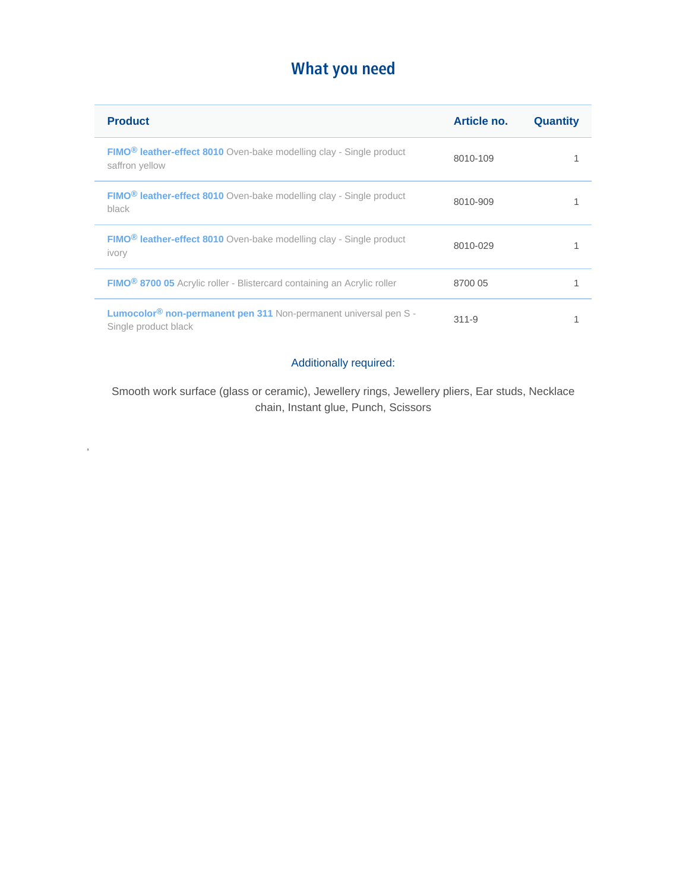## What you need

| Product | Article no. | Quantity |
|---|---|---|
| **FIMO® leather-effect 8010** Oven-bake modelling clay - Single product saffron yellow | 8010-109 | 1 |
| **FIMO® leather-effect 8010** Oven-bake modelling clay - Single product black | 8010-909 | 1 |
| **FIMO® leather-effect 8010** Oven-bake modelling clay - Single product ivory | 8010-029 | 1 |
| **FIMO® 8700 05** Acrylic roller - Blistercard containing an Acrylic roller | 8700 05 | 1 |
| **Lumocolor® non-permanent pen 311** Non-permanent universal pen S - Single product black | 311-9 | 1 |

Additionally required:

Smooth work surface (glass or ceramic), Jewellery rings, Jewellery pliers, Ear studs, Necklace chain, Instant glue, Punch, Scissors